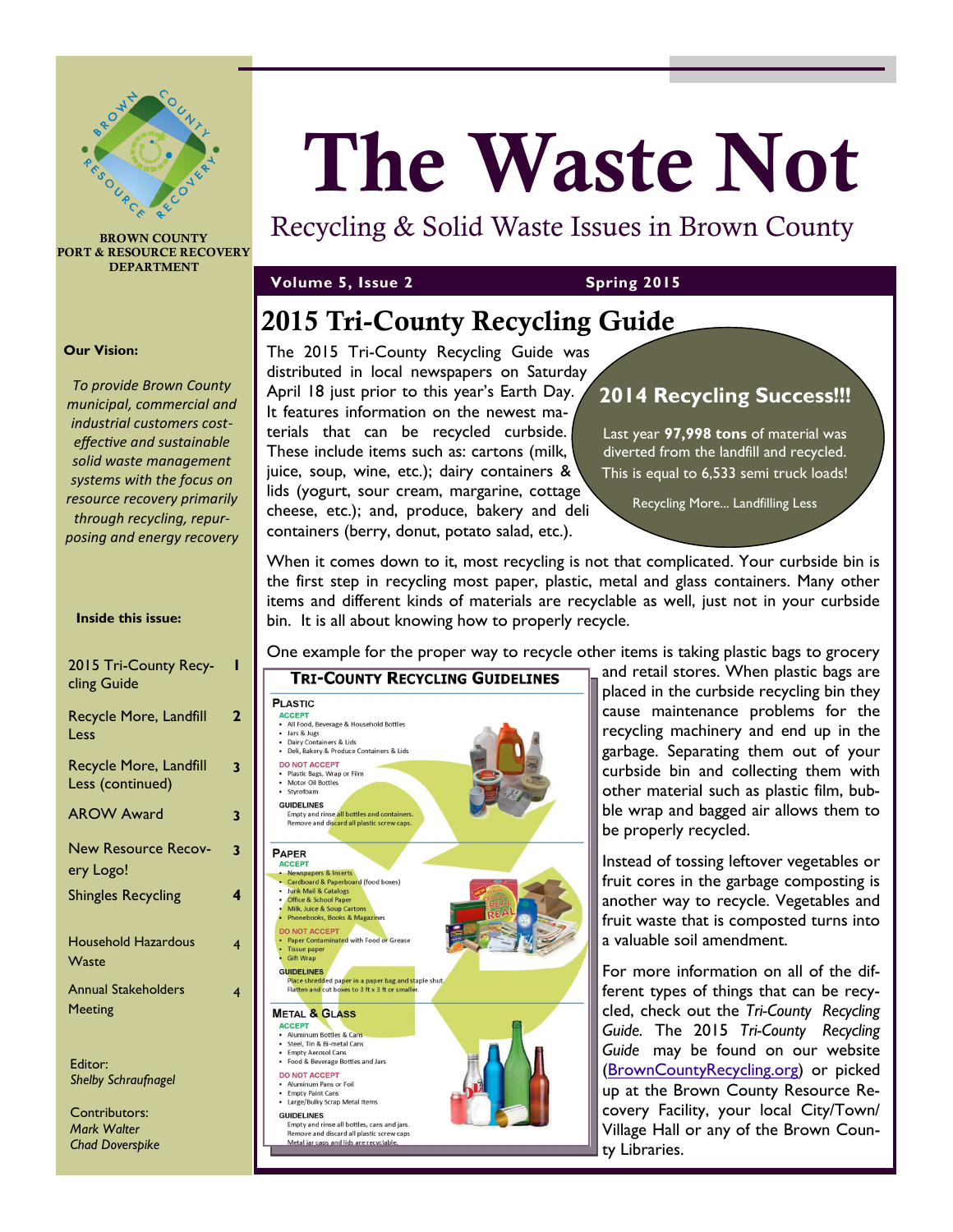BROWN COUNTY PORT & RESOURCE RECOVERY DEPARTMENT

# The Waste Not

Recycling & Solid Waste Issues in Brown County

**Volume 5, Issue 2** — **Spring 2015**

**Our Vision:**

*To provide Brown County municipal, commercial and industrial customers cost-effective and sustainable solid waste management systems with the focus on resource recovery primarily through recycling, repurposing and energy recovery*

**Inside this issue:**

| | |
|---|---|
| 2015 Tri-County Recycling Guide | 1 |
| Recycle More, Landfill Less | 2 |
| Recycle More, Landfill Less (continued) | 3 |
| AROW Award | 3 |
| New Resource Recovery Logo! | 3 |
| Shingles Recycling | 4 |
| Household Hazardous Waste | 4 |
| Annual Stakeholders Meeting | 4 |

Editor:
*Shelby Schraufnagel*

Contributors:
*Mark Walter*
*Chad Doverspike*

## 2015 Tri-County Recycling Guide

The 2015 Tri-County Recycling Guide was distributed in local newspapers on Saturday April 18 just prior to this year's Earth Day. It features information on the newest materials that can be recycled curbside. These include items such as: cartons (milk, juice, soup, wine, etc.); dairy containers & lids (yogurt, sour cream, margarine, cottage cheese, etc.); and, produce, bakery and deli containers (berry, donut, potato salad, etc.).

### 2014 Recycling Success!!!

Last year **97,998 tons** of material was diverted from the landfill and recycled. This is equal to 6,533 semi truck loads!

Recycling More... Landfilling Less

When it comes down to it, most recycling is not that complicated. Your curbside bin is the first step in recycling most paper, plastic, metal and glass containers. Many other items and different kinds of materials are recyclable as well, just not in your curbside bin. It is all about knowing how to properly recycle.

One example for the proper way to recycle other items is taking plastic bags to grocery and retail stores. When plastic bags are placed in the curbside recycling bin they cause maintenance problems for the recycling machinery and end up in the garbage. Separating them out of your curbside bin and collecting them with other material such as plastic film, bubble wrap and bagged air allows them to be properly recycled.

Instead of tossing leftover vegetables or fruit cores in the garbage composting is another way to recycle. Vegetables and fruit waste that is composted turns into a valuable soil amendment.

For more information on all of the different types of things that can be recycled, check out the *Tri-County Recycling Guide*. The 2015 *Tri-County Recycling Guide* may be found on our website (BrownCountyRecycling.org) or picked up at the Brown County Resource Recovery Facility, your local City/Town/Village Hall or any of the Brown County Libraries.

### Tri-County Recycling Guidelines

**Plastic**

ACCEPT
- All Food, Beverage & Household Bottles
- Jars & Jugs
- Dairy Containers & Lids
- Deli, Bakery & Produce Containers & Lids

DO NOT ACCEPT
- Plastic Bags, Wrap or Film
- Motor Oil Bottles
- Styrofoam

GUIDELINES
Empty and rinse all bottles and containers.
Remove and discard all plastic screw caps.

**Paper**

ACCEPT
- Newspapers & Inserts
- Cardboard & Paperboard (food boxes)
- Junk Mail & Catalogs
- Office & School Paper
- Milk, Juice & Soup Cartons
- Phonebooks, Books & Magazines

DO NOT ACCEPT
- Paper Contaminated with Food or Grease
- Tissue paper
- Gift Wrap

GUIDELINES
Place shredded paper in a paper bag and staple shut.
Flatten and cut boxes to 3 ft x 3 ft or smaller.

**Metal & Glass**

ACCEPT
- Aluminum Bottles & Cans
- Steel, Tin & Bi-metal Cans
- Empty Aerosol Cans
- Food & Beverage Bottles and Jars

DO NOT ACCEPT
- Aluminum Pans or Foil
- Empty Paint Cans
- Large/Bulky Scrap Metal Items

GUIDELINES
Empty and rinse all bottles, cans and jars.
Remove and discard all plastic screw caps
Metal jar caps and lids are recyclable.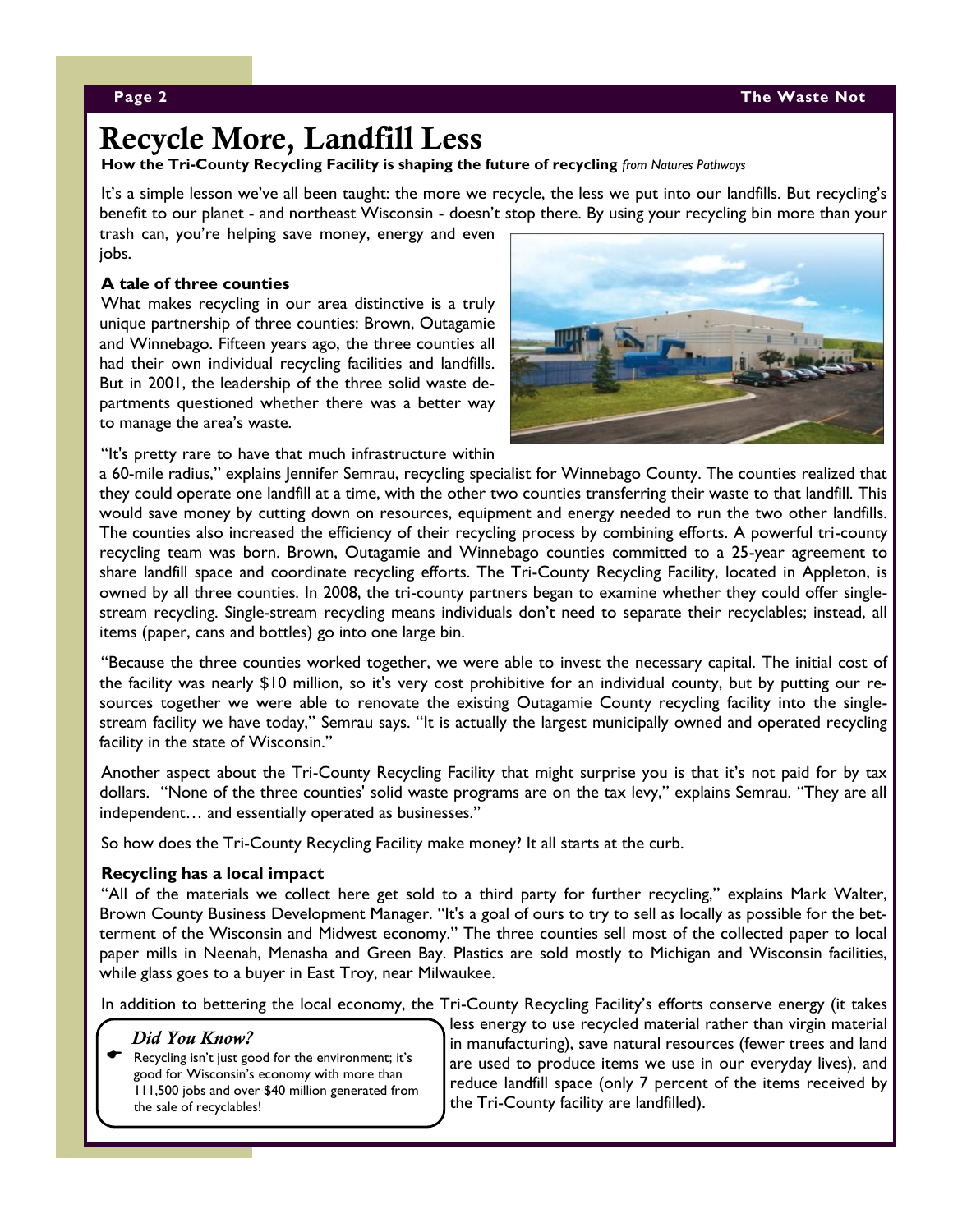# Recycle More, Landfill Less

**How the Tri-County Recycling Facility is shaping the future of recycling** *from Natures Pathways*

It's a simple lesson we've all been taught: the more we recycle, the less we put into our landfills. But recycling's benefit to our planet - and northeast Wisconsin - doesn't stop there. By using your recycling bin more than your trash can, you're helping save money, energy and even jobs.

### A tale of three counties

What makes recycling in our area distinctive is a truly unique partnership of three counties: Brown, Outagamie and Winnebago. Fifteen years ago, the three counties all had their own individual recycling facilities and landfills. But in 2001, the leadership of the three solid waste departments questioned whether there was a better way to manage the area's waste.

"It's pretty rare to have that much infrastructure within a 60-mile radius," explains Jennifer Semrau, recycling specialist for Winnebago County. The counties realized that they could operate one landfill at a time, with the other two counties transferring their waste to that landfill. This would save money by cutting down on resources, equipment and energy needed to run the two other landfills. The counties also increased the efficiency of their recycling process by combining efforts. A powerful tri-county recycling team was born. Brown, Outagamie and Winnebago counties committed to a 25-year agreement to share landfill space and coordinate recycling efforts. The Tri-County Recycling Facility, located in Appleton, is owned by all three counties. In 2008, the tri-county partners began to examine whether they could offer single-stream recycling. Single-stream recycling means individuals don't need to separate their recyclables; instead, all items (paper, cans and bottles) go into one large bin.

"Because the three counties worked together, we were able to invest the necessary capital. The initial cost of the facility was nearly $10 million, so it's very cost prohibitive for an individual county, but by putting our resources together we were able to renovate the existing Outagamie County recycling facility into the single-stream facility we have today," Semrau says. "It is actually the largest municipally owned and operated recycling facility in the state of Wisconsin."

Another aspect about the Tri-County Recycling Facility that might surprise you is that it's not paid for by tax dollars. "None of the three counties' solid waste programs are on the tax levy," explains Semrau. "They are all independent… and essentially operated as businesses."

So how does the Tri-County Recycling Facility make money? It all starts at the curb.

### Recycling has a local impact

"All of the materials we collect here get sold to a third party for further recycling," explains Mark Walter, Brown County Business Development Manager. "It's a goal of ours to try to sell as locally as possible for the betterment of the Wisconsin and Midwest economy." The three counties sell most of the collected paper to local paper mills in Neenah, Menasha and Green Bay. Plastics are sold mostly to Michigan and Wisconsin facilities, while glass goes to a buyer in East Troy, near Milwaukee.

In addition to bettering the local economy, the Tri-County Recycling Facility's efforts conserve energy (it takes less energy to use recycled material rather than virgin material in manufacturing), save natural resources (fewer trees and land are used to produce items we use in our everyday lives), and reduce landfill space (only 7 percent of the items received by the Tri-County facility are landfilled).

> ***Did You Know?***
>
> - Recycling isn't just good for the environment; it's good for Wisconsin's economy with more than 111,500 jobs and over $40 million generated from the sale of recyclables!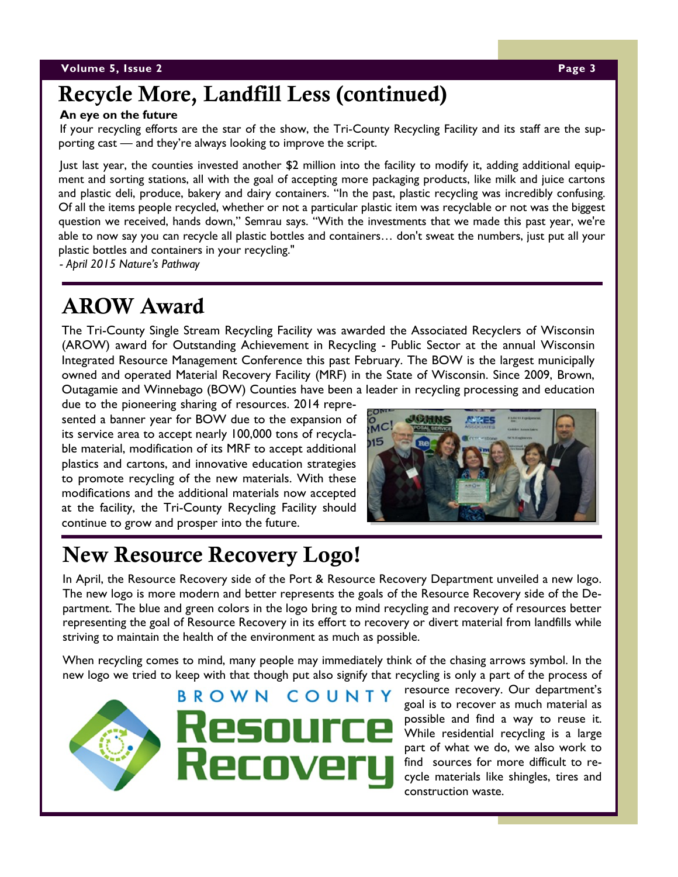# Recycle More, Landfill Less (continued)

**An eye on the future**

If your recycling efforts are the star of the show, the Tri-County Recycling Facility and its staff are the supporting cast — and they're always looking to improve the script.

Just last year, the counties invested another $2 million into the facility to modify it, adding additional equipment and sorting stations, all with the goal of accepting more packaging products, like milk and juice cartons and plastic deli, produce, bakery and dairy containers. "In the past, plastic recycling was incredibly confusing. Of all the items people recycled, whether or not a particular plastic item was recyclable or not was the biggest question we received, hands down," Semrau says. "With the investments that we made this past year, we're able to now say you can recycle all plastic bottles and containers… don't sweat the numbers, just put all your plastic bottles and containers in your recycling."

*- April 2015 Nature's Pathway*

# AROW Award

The Tri-County Single Stream Recycling Facility was awarded the Associated Recyclers of Wisconsin (AROW) award for Outstanding Achievement in Recycling - Public Sector at the annual Wisconsin Integrated Resource Management Conference this past February. The BOW is the largest municipally owned and operated Material Recovery Facility (MRF) in the State of Wisconsin. Since 2009, Brown, Outagamie and Winnebago (BOW) Counties have been a leader in recycling processing and education due to the pioneering sharing of resources. 2014 represented a banner year for BOW due to the expansion of its service area to accept nearly 100,000 tons of recyclable material, modification of its MRF to accept additional plastics and cartons, and innovative education strategies to promote recycling of the new materials. With these modifications and the additional materials now accepted at the facility, the Tri-County Recycling Facility should continue to grow and prosper into the future.

# New Resource Recovery Logo!

In April, the Resource Recovery side of the Port & Resource Recovery Department unveiled a new logo. The new logo is more modern and better represents the goals of the Resource Recovery side of the Department. The blue and green colors in the logo bring to mind recycling and recovery of resources better representing the goal of Resource Recovery in its effort to recovery or divert material from landfills while striving to maintain the health of the environment as much as possible.

When recycling comes to mind, many people may immediately think of the chasing arrows symbol. In the new logo we tried to keep with that though put also signify that recycling is only a part of the process of resource recovery. Our department's goal is to recover as much material as possible and find a way to reuse it. While residential recycling is a large part of what we do, we also work to find sources for more difficult to recycle materials like shingles, tires and construction waste.

BROWN COUNTY Resource Recovery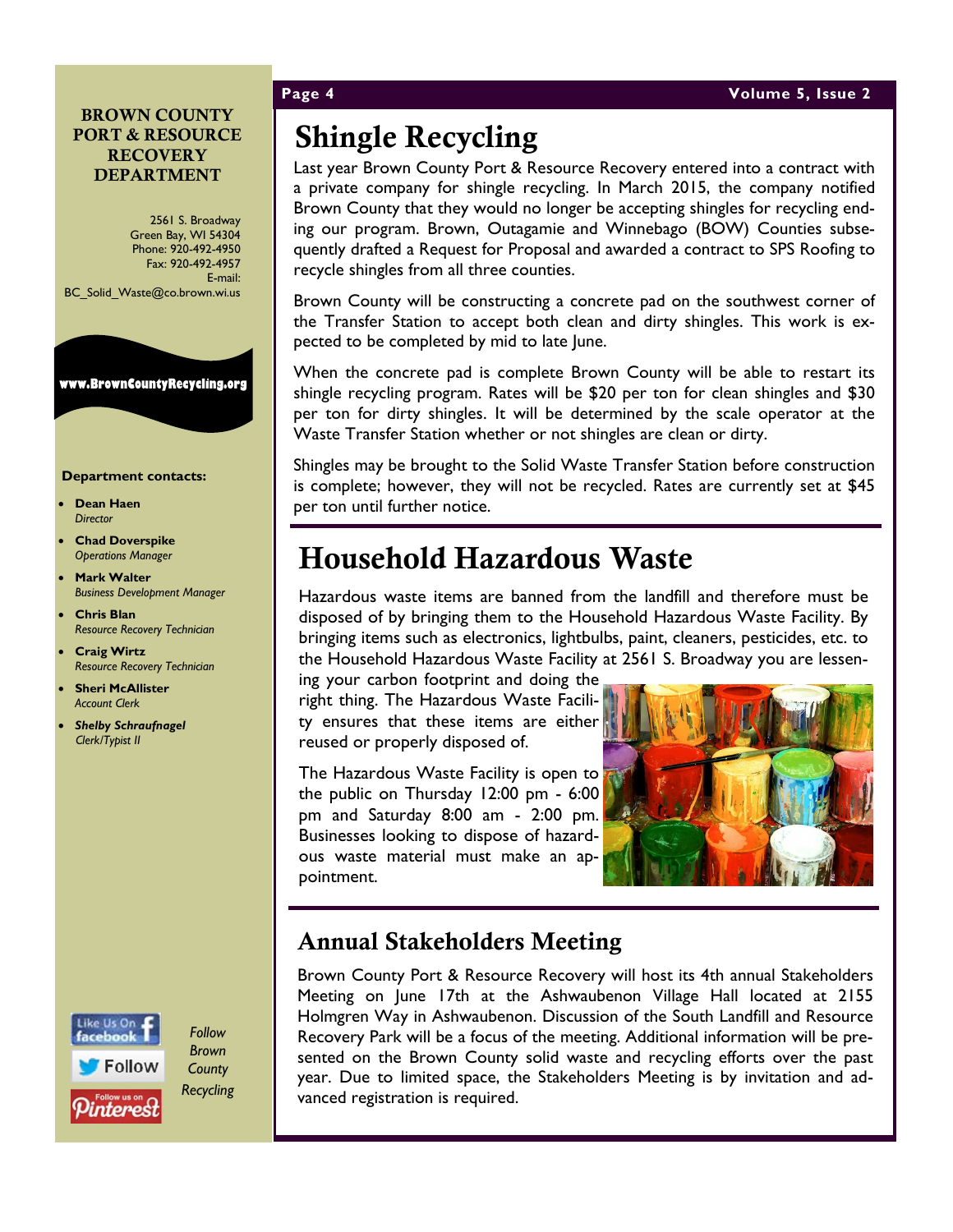# Shingle Recycling

Last year Brown County Port & Resource Recovery entered into a contract with a private company for shingle recycling. In March 2015, the company notified Brown County that they would no longer be accepting shingles for recycling ending our program. Brown, Outagamie and Winnebago (BOW) Counties subsequently drafted a Request for Proposal and awarded a contract to SPS Roofing to recycle shingles from all three counties.

Brown County will be constructing a concrete pad on the southwest corner of the Transfer Station to accept both clean and dirty shingles. This work is expected to be completed by mid to late June.

When the concrete pad is complete Brown County will be able to restart its shingle recycling program. Rates will be $20 per ton for clean shingles and $30 per ton for dirty shingles. It will be determined by the scale operator at the Waste Transfer Station whether or not shingles are clean or dirty.

Shingles may be brought to the Solid Waste Transfer Station before construction is complete; however, they will not be recycled. Rates are currently set at $45 per ton until further notice.

# Household Hazardous Waste

Hazardous waste items are banned from the landfill and therefore must be disposed of by bringing them to the Household Hazardous Waste Facility. By bringing items such as electronics, lightbulbs, paint, cleaners, pesticides, etc. to the Household Hazardous Waste Facility at 2561 S. Broadway you are lessening your carbon footprint and doing the right thing. The Hazardous Waste Facility ensures that these items are either reused or properly disposed of.

The Hazardous Waste Facility is open to the public on Thursday 12:00 pm - 6:00 pm and Saturday 8:00 am - 2:00 pm. Businesses looking to dispose of hazardous waste material must make an appointment.

## Annual Stakeholders Meeting

Brown County Port & Resource Recovery will host its 4th annual Stakeholders Meeting on June 17th at the Ashwaubenon Village Hall located at 2155 Holmgren Way in Ashwaubenon. Discussion of the South Landfill and Resource Recovery Park will be a focus of the meeting. Additional information will be presented on the Brown County solid waste and recycling efforts over the past year. Due to limited space, the Stakeholders Meeting is by invitation and advanced registration is required.

**BROWN COUNTY PORT & RESOURCE RECOVERY DEPARTMENT**

2561 S. Broadway
Green Bay, WI 54304
Phone: 920-492-4950
Fax: 920-492-4957
E-mail:
BC_Solid_Waste@co.brown.wi.us

www.BrownCountyRecycling.org

**Department contacts:**

- **Dean Haen**
  *Director*
- **Chad Doverspike**
  *Operations Manager*
- **Mark Walter**
  *Business Development Manager*
- **Chris Blan**
  *Resource Recovery Technician*
- **Craig Wirtz**
  *Resource Recovery Technician*
- **Sheri McAllister**
  *Account Clerk*
- ***Shelby Schraufnagel***
  *Clerk/Typist II*

Like Us On facebook
Follow
Follow us on Pinterest

*Follow Brown County Recycling*